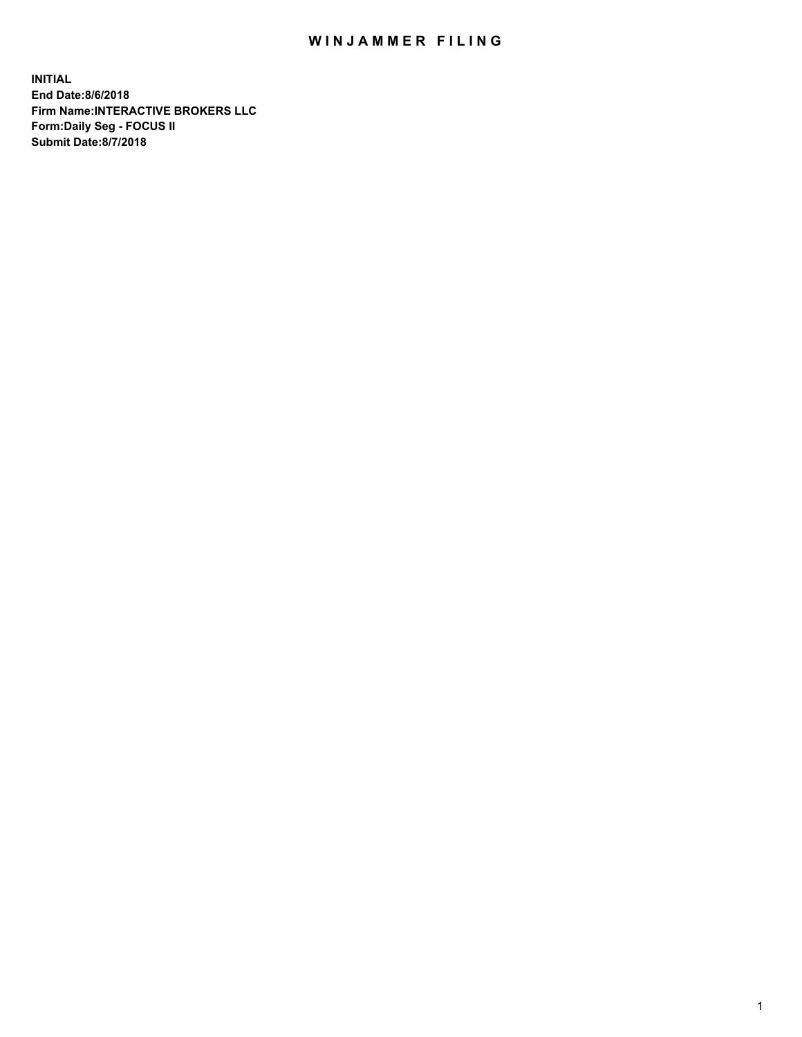# WINJAMMER FILING

**INITIAL**
**End Date:8/6/2018**
**Firm Name:INTERACTIVE BROKERS LLC**
**Form:Daily Seg - FOCUS II**
**Submit Date:8/7/2018**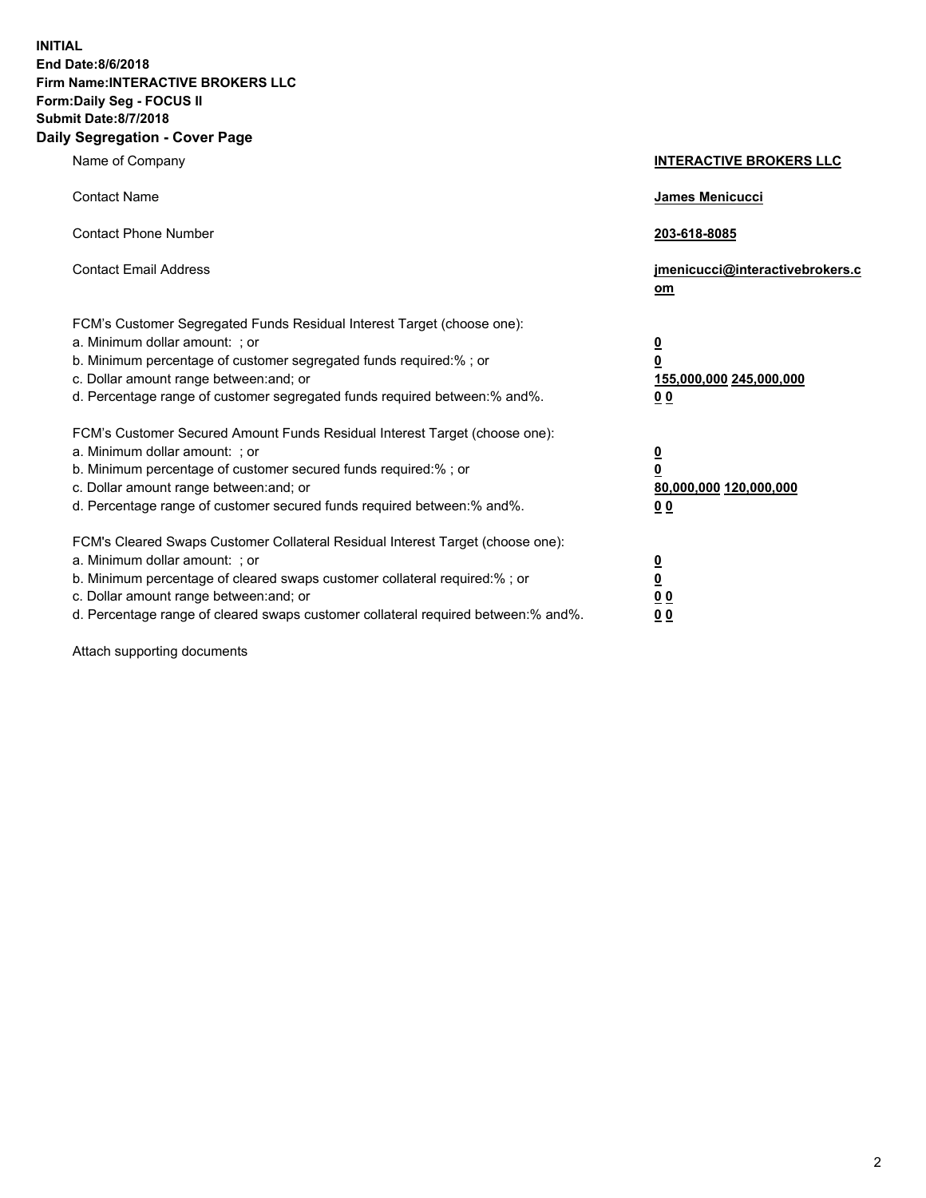**INITIAL**
**End Date:8/6/2018**
**Firm Name:INTERACTIVE BROKERS LLC**
**Form:Daily Seg - FOCUS II**
**Submit Date:8/7/2018**
**Daily Segregation - Cover Page**

| | |
|---|---|
| Name of Company | **INTERACTIVE BROKERS LLC** |
| Contact Name | **James Menicucci** |
| Contact Phone Number | **203-618-8085** |
| Contact Email Address | **jmenicucci@interactivebrokers.com** |
| FCM's Customer Segregated Funds Residual Interest Target (choose one): | |
| a. Minimum dollar amount: ; or | **0** |
| b. Minimum percentage of customer segregated funds required:% ; or | **0** |
| c. Dollar amount range between:and; or | **155,000,000 245,000,000** |
| d. Percentage range of customer segregated funds required between:% and%. | **0 0** |
| FCM's Customer Secured Amount Funds Residual Interest Target (choose one): | |
| a. Minimum dollar amount: ; or | **0** |
| b. Minimum percentage of customer secured funds required:% ; or | **0** |
| c. Dollar amount range between:and; or | **80,000,000 120,000,000** |
| d. Percentage range of customer secured funds required between:% and%. | **0 0** |
| FCM's Cleared Swaps Customer Collateral Residual Interest Target (choose one): | |
| a. Minimum dollar amount: ; or | **0** |
| b. Minimum percentage of cleared swaps customer collateral required:% ; or | **0** |
| c. Dollar amount range between:and; or | **0 0** |
| d. Percentage range of cleared swaps customer collateral required between:% and%. | **0 0** |

Attach supporting documents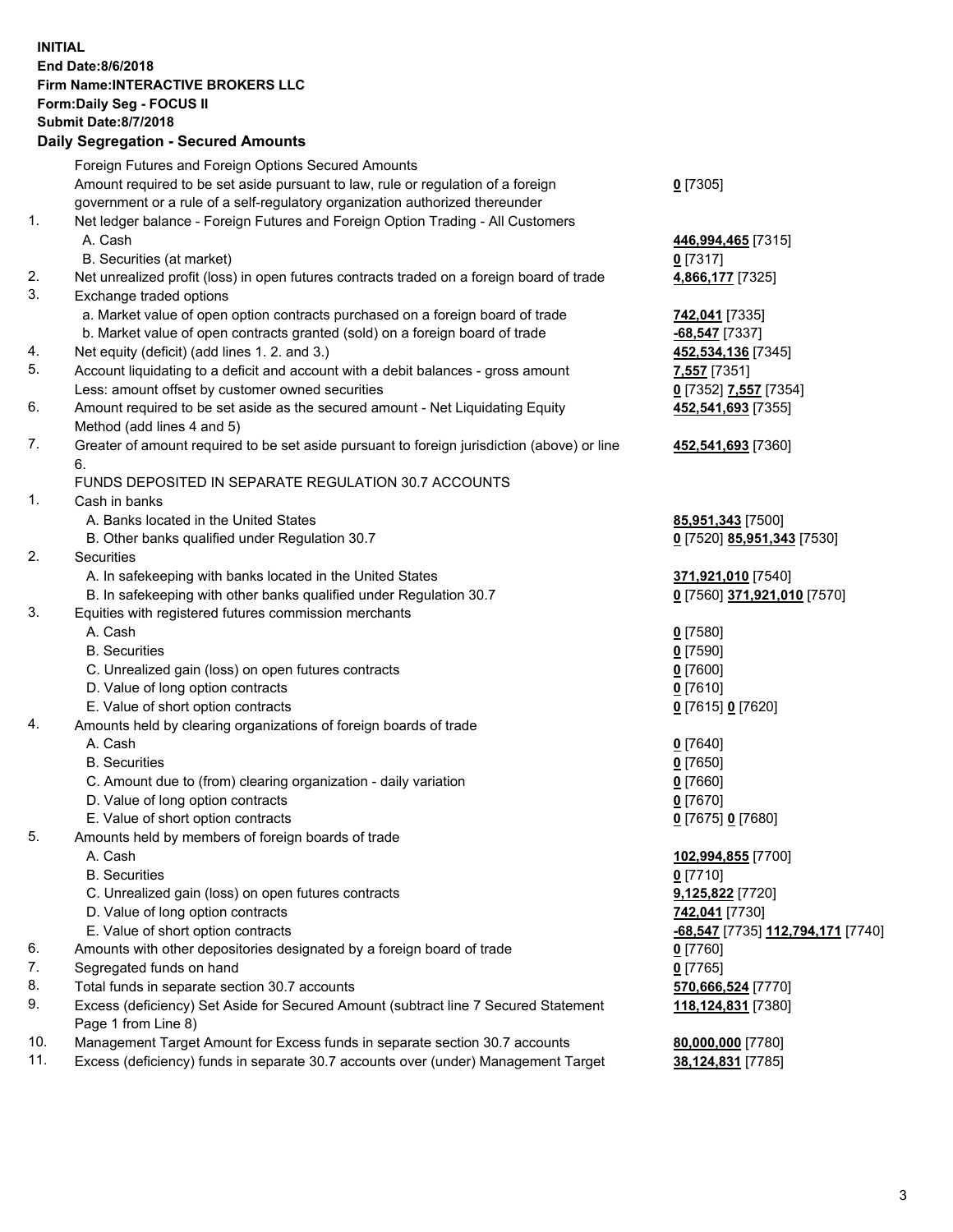**INITIAL**
**End Date:8/6/2018**
**Firm Name:INTERACTIVE BROKERS LLC**
**Form:Daily Seg - FOCUS II**
**Submit Date:8/7/2018**

## Daily Segregation - Secured Amounts

| | | |
|---|---|---|
| | Foreign Futures and Foreign Options Secured Amounts | |
| | Amount required to be set aside pursuant to law, rule or regulation of a foreign government or a rule of a self-regulatory organization authorized thereunder | **0** [7305] |
| 1. | Net ledger balance - Foreign Futures and Foreign Option Trading - All Customers | |
| | A. Cash | **446,994,465** [7315] |
| | B. Securities (at market) | **0** [7317] |
| 2. | Net unrealized profit (loss) in open futures contracts traded on a foreign board of trade | **4,866,177** [7325] |
| 3. | Exchange traded options | |
| | a. Market value of open option contracts purchased on a foreign board of trade | **742,041** [7335] |
| | b. Market value of open contracts granted (sold) on a foreign board of trade | **-68,547** [7337] |
| 4. | Net equity (deficit) (add lines 1. 2. and 3.) | **452,534,136** [7345] |
| 5. | Account liquidating to a deficit and account with a debit balances - gross amount | **7,557** [7351] |
| | Less: amount offset by customer owned securities | **0** [7352] **7,557** [7354] |
| 6. | Amount required to be set aside as the secured amount - Net Liquidating Equity Method (add lines 4 and 5) | **452,541,693** [7355] |
| 7. | Greater of amount required to be set aside pursuant to foreign jurisdiction (above) or line 6. | **452,541,693** [7360] |
| | FUNDS DEPOSITED IN SEPARATE REGULATION 30.7 ACCOUNTS | |
| 1. | Cash in banks | |
| | A. Banks located in the United States | **85,951,343** [7500] |
| | B. Other banks qualified under Regulation 30.7 | **0** [7520] **85,951,343** [7530] |
| 2. | Securities | |
| | A. In safekeeping with banks located in the United States | **371,921,010** [7540] |
| | B. In safekeeping with other banks qualified under Regulation 30.7 | **0** [7560] **371,921,010** [7570] |
| 3. | Equities with registered futures commission merchants | |
| | A. Cash | **0** [7580] |
| | B. Securities | **0** [7590] |
| | C. Unrealized gain (loss) on open futures contracts | **0** [7600] |
| | D. Value of long option contracts | **0** [7610] |
| | E. Value of short option contracts | **0** [7615] **0** [7620] |
| 4. | Amounts held by clearing organizations of foreign boards of trade | |
| | A. Cash | **0** [7640] |
| | B. Securities | **0** [7650] |
| | C. Amount due to (from) clearing organization - daily variation | **0** [7660] |
| | D. Value of long option contracts | **0** [7670] |
| | E. Value of short option contracts | **0** [7675] **0** [7680] |
| 5. | Amounts held by members of foreign boards of trade | |
| | A. Cash | **102,994,855** [7700] |
| | B. Securities | **0** [7710] |
| | C. Unrealized gain (loss) on open futures contracts | **9,125,822** [7720] |
| | D. Value of long option contracts | **742,041** [7730] |
| | E. Value of short option contracts | **-68,547** [7735] **112,794,171** [7740] |
| 6. | Amounts with other depositories designated by a foreign board of trade | **0** [7760] |
| 7. | Segregated funds on hand | **0** [7765] |
| 8. | Total funds in separate section 30.7 accounts | **570,666,524** [7770] |
| 9. | Excess (deficiency) Set Aside for Secured Amount (subtract line 7 Secured Statement Page 1 from Line 8) | **118,124,831** [7380] |
| 10. | Management Target Amount for Excess funds in separate section 30.7 accounts | **80,000,000** [7780] |
| 11. | Excess (deficiency) funds in separate 30.7 accounts over (under) Management Target | **38,124,831** [7785] |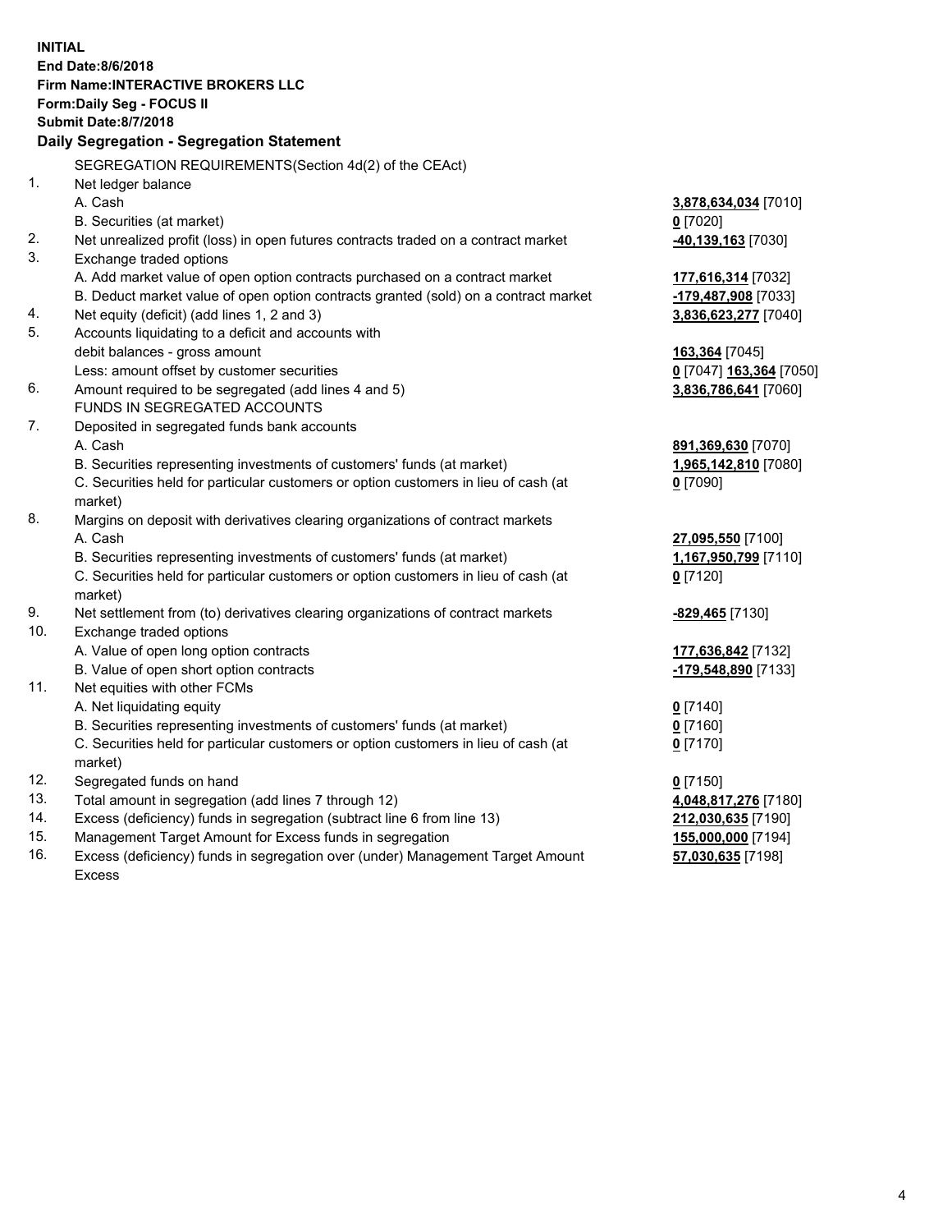**INITIAL**
**End Date:8/6/2018**
**Firm Name:INTERACTIVE BROKERS LLC**
**Form:Daily Seg - FOCUS II**
**Submit Date:8/7/2018**

**Daily Segregation - Segregation Statement**

| | | |
|---|---|---|
| | SEGREGATION REQUIREMENTS(Section 4d(2) of the CEAct) | |
| 1. | Net ledger balance | |
| | A. Cash | **3,878,634,034** [7010] |
| | B. Securities (at market) | **0** [7020] |
| 2. | Net unrealized profit (loss) in open futures contracts traded on a contract market | **-40,139,163** [7030] |
| 3. | Exchange traded options | |
| | A. Add market value of open option contracts purchased on a contract market | **177,616,314** [7032] |
| | B. Deduct market value of open option contracts granted (sold) on a contract market | **-179,487,908** [7033] |
| 4. | Net equity (deficit) (add lines 1, 2 and 3) | **3,836,623,277** [7040] |
| 5. | Accounts liquidating to a deficit and accounts with | |
| | debit balances - gross amount | **163,364** [7045] |
| | Less: amount offset by customer securities | **0** [7047] **163,364** [7050] |
| 6. | Amount required to be segregated (add lines 4 and 5) | **3,836,786,641** [7060] |
| | FUNDS IN SEGREGATED ACCOUNTS | |
| 7. | Deposited in segregated funds bank accounts | |
| | A. Cash | **891,369,630** [7070] |
| | B. Securities representing investments of customers' funds (at market) | **1,965,142,810** [7080] |
| | C. Securities held for particular customers or option customers in lieu of cash (at market) | **0** [7090] |
| 8. | Margins on deposit with derivatives clearing organizations of contract markets | |
| | A. Cash | **27,095,550** [7100] |
| | B. Securities representing investments of customers' funds (at market) | **1,167,950,799** [7110] |
| | C. Securities held for particular customers or option customers in lieu of cash (at market) | **0** [7120] |
| 9. | Net settlement from (to) derivatives clearing organizations of contract markets | **-829,465** [7130] |
| 10. | Exchange traded options | |
| | A. Value of open long option contracts | **177,636,842** [7132] |
| | B. Value of open short option contracts | **-179,548,890** [7133] |
| 11. | Net equities with other FCMs | |
| | A. Net liquidating equity | **0** [7140] |
| | B. Securities representing investments of customers' funds (at market) | **0** [7160] |
| | C. Securities held for particular customers or option customers in lieu of cash (at market) | **0** [7170] |
| 12. | Segregated funds on hand | **0** [7150] |
| 13. | Total amount in segregation (add lines 7 through 12) | **4,048,817,276** [7180] |
| 14. | Excess (deficiency) funds in segregation (subtract line 6 from line 13) | **212,030,635** [7190] |
| 15. | Management Target Amount for Excess funds in segregation | **155,000,000** [7194] |
| 16. | Excess (deficiency) funds in segregation over (under) Management Target Amount Excess | **57,030,635** [7198] |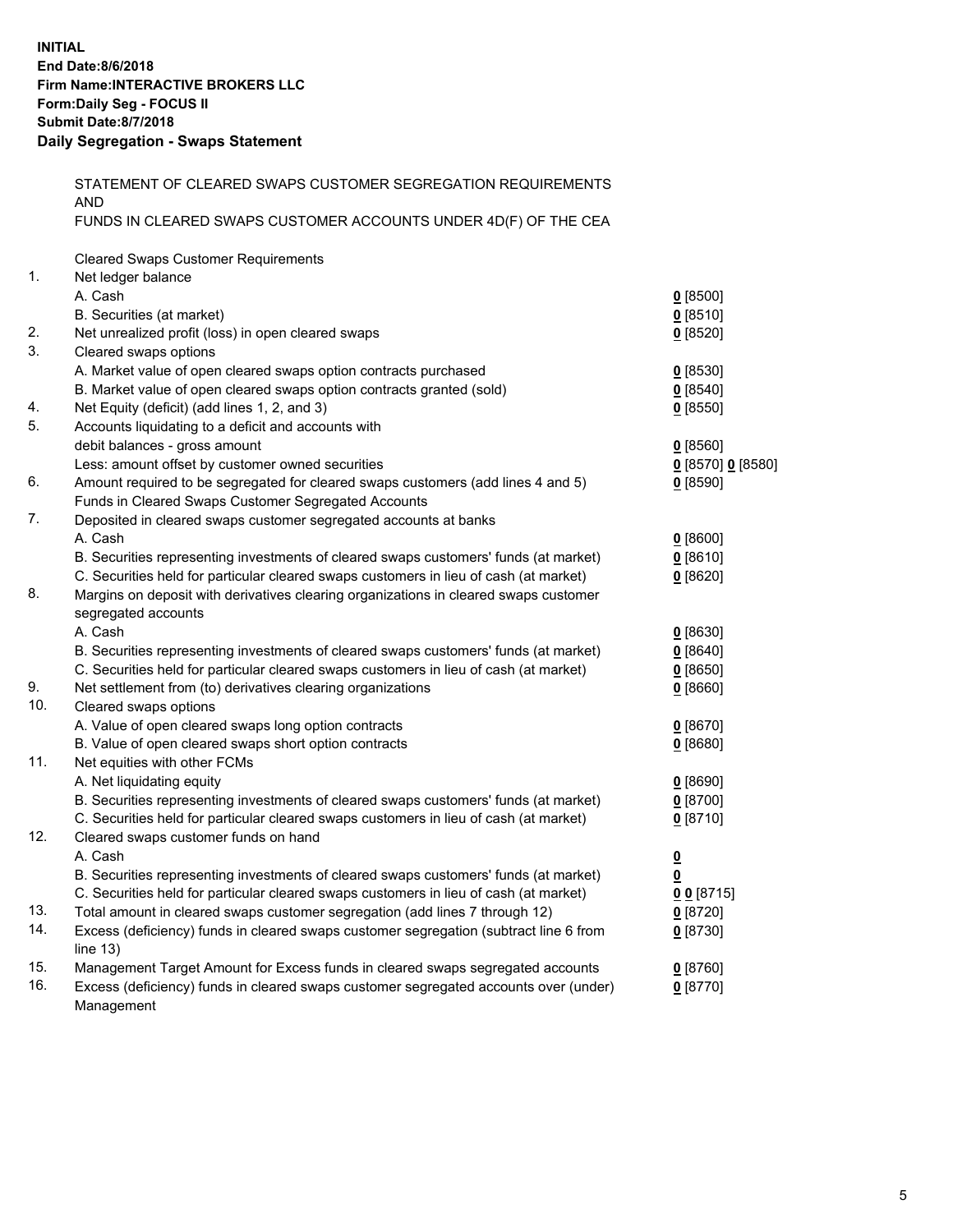**INITIAL**
**End Date:8/6/2018**
**Firm Name:INTERACTIVE BROKERS LLC**
**Form:Daily Seg - FOCUS II**
**Submit Date:8/7/2018**
**Daily Segregation - Swaps Statement**

STATEMENT OF CLEARED SWAPS CUSTOMER SEGREGATION REQUIREMENTS AND FUNDS IN CLEARED SWAPS CUSTOMER ACCOUNTS UNDER 4D(F) OF THE CEA

| | | |
|---|---|---|
| | Cleared Swaps Customer Requirements | |
| 1. | Net ledger balance | |
| | A. Cash | 0 [8500] |
| | B. Securities (at market) | 0 [8510] |
| 2. | Net unrealized profit (loss) in open cleared swaps | 0 [8520] |
| 3. | Cleared swaps options | |
| | A. Market value of open cleared swaps option contracts purchased | 0 [8530] |
| | B. Market value of open cleared swaps option contracts granted (sold) | 0 [8540] |
| 4. | Net Equity (deficit) (add lines 1, 2, and 3) | 0 [8550] |
| 5. | Accounts liquidating to a deficit and accounts with debit balances - gross amount | 0 [8560] |
| | Less: amount offset by customer owned securities | 0 [8570] 0 [8580] |
| 6. | Amount required to be segregated for cleared swaps customers (add lines 4 and 5) | 0 [8590] |
| | Funds in Cleared Swaps Customer Segregated Accounts | |
| 7. | Deposited in cleared swaps customer segregated accounts at banks | |
| | A. Cash | 0 [8600] |
| | B. Securities representing investments of cleared swaps customers' funds (at market) | 0 [8610] |
| | C. Securities held for particular cleared swaps customers in lieu of cash (at market) | 0 [8620] |
| 8. | Margins on deposit with derivatives clearing organizations in cleared swaps customer segregated accounts | |
| | A. Cash | 0 [8630] |
| | B. Securities representing investments of cleared swaps customers' funds (at market) | 0 [8640] |
| | C. Securities held for particular cleared swaps customers in lieu of cash (at market) | 0 [8650] |
| 9. | Net settlement from (to) derivatives clearing organizations | 0 [8660] |
| 10. | Cleared swaps options | |
| | A. Value of open cleared swaps long option contracts | 0 [8670] |
| | B. Value of open cleared swaps short option contracts | 0 [8680] |
| 11. | Net equities with other FCMs | |
| | A. Net liquidating equity | 0 [8690] |
| | B. Securities representing investments of cleared swaps customers' funds (at market) | 0 [8700] |
| | C. Securities held for particular cleared swaps customers in lieu of cash (at market) | 0 [8710] |
| 12. | Cleared swaps customer funds on hand | |
| | A. Cash | 0 |
| | B. Securities representing investments of cleared swaps customers' funds (at market) | 0 |
| | C. Securities held for particular cleared swaps customers in lieu of cash (at market) | 0 0 [8715] |
| 13. | Total amount in cleared swaps customer segregation (add lines 7 through 12) | 0 [8720] |
| 14. | Excess (deficiency) funds in cleared swaps customer segregation (subtract line 6 from line 13) | 0 [8730] |
| 15. | Management Target Amount for Excess funds in cleared swaps segregated accounts | 0 [8760] |
| 16. | Excess (deficiency) funds in cleared swaps customer segregated accounts over (under) Management | 0 [8770] |